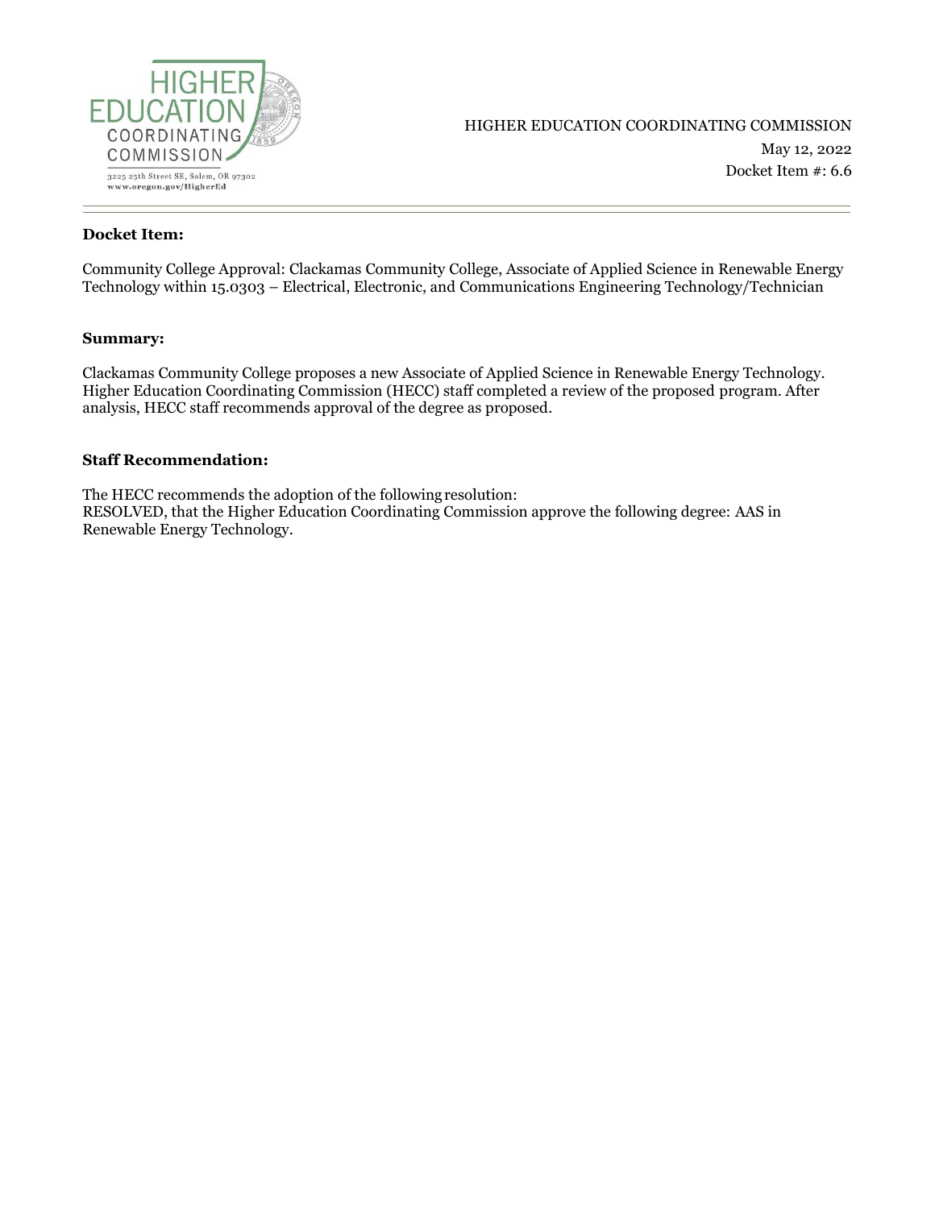HIGHER EDUCATION COORDINATING COMMISSION

3225 25th Street SE, Salem, OR 97302
www.oregon.gov/HigherEd

HIGHER EDUCATION COORDINATING COMMISSION
May 12, 2022
Docket Item #: 6.6

---

**Docket Item:**

Community College Approval: Clackamas Community College, Associate of Applied Science in Renewable Energy Technology within 15.0303 – Electrical, Electronic, and Communications Engineering Technology/Technician

**Summary:**

Clackamas Community College proposes a new Associate of Applied Science in Renewable Energy Technology. Higher Education Coordinating Commission (HECC) staff completed a review of the proposed program. After analysis, HECC staff recommends approval of the degree as proposed.

**Staff Recommendation:**

The HECC recommends the adoption of the following resolution:
RESOLVED, that the Higher Education Coordinating Commission approve the following degree: AAS in Renewable Energy Technology.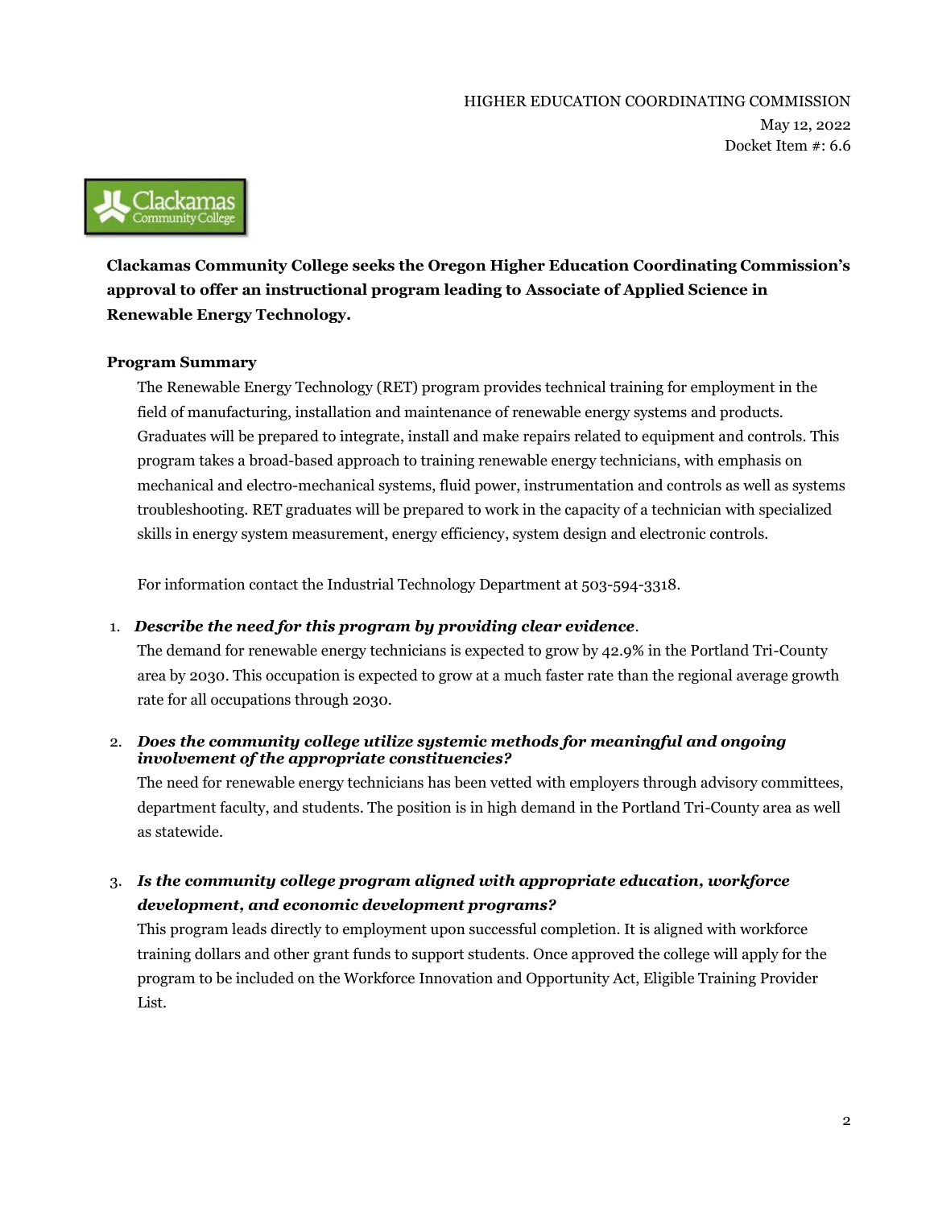HIGHER EDUCATION COORDINATING COMMISSION
May 12, 2022
Docket Item #: 6.6

**Clackamas Community College seeks the Oregon Higher Education Coordinating Commission's approval to offer an instructional program leading to Associate of Applied Science in Renewable Energy Technology.**

**Program Summary**

The Renewable Energy Technology (RET) program provides technical training for employment in the field of manufacturing, installation and maintenance of renewable energy systems and products. Graduates will be prepared to integrate, install and make repairs related to equipment and controls. This program takes a broad-based approach to training renewable energy technicians, with emphasis on mechanical and electro-mechanical systems, fluid power, instrumentation and controls as well as systems troubleshooting. RET graduates will be prepared to work in the capacity of a technician with specialized skills in energy system measurement, energy efficiency, system design and electronic controls.

For information contact the Industrial Technology Department at 503-594-3318.

1. ***Describe the need for this program by providing clear evidence*.**

   The demand for renewable energy technicians is expected to grow by 42.9% in the Portland Tri-County area by 2030. This occupation is expected to grow at a much faster rate than the regional average growth rate for all occupations through 2030.

2. ***Does the community college utilize systemic methods for meaningful and ongoing involvement of the appropriate constituencies?***

   The need for renewable energy technicians has been vetted with employers through advisory committees, department faculty, and students. The position is in high demand in the Portland Tri-County area as well as statewide.

3. ***Is the community college program aligned with appropriate education, workforce development, and economic development programs?***

   This program leads directly to employment upon successful completion. It is aligned with workforce training dollars and other grant funds to support students. Once approved the college will apply for the program to be included on the Workforce Innovation and Opportunity Act, Eligible Training Provider List.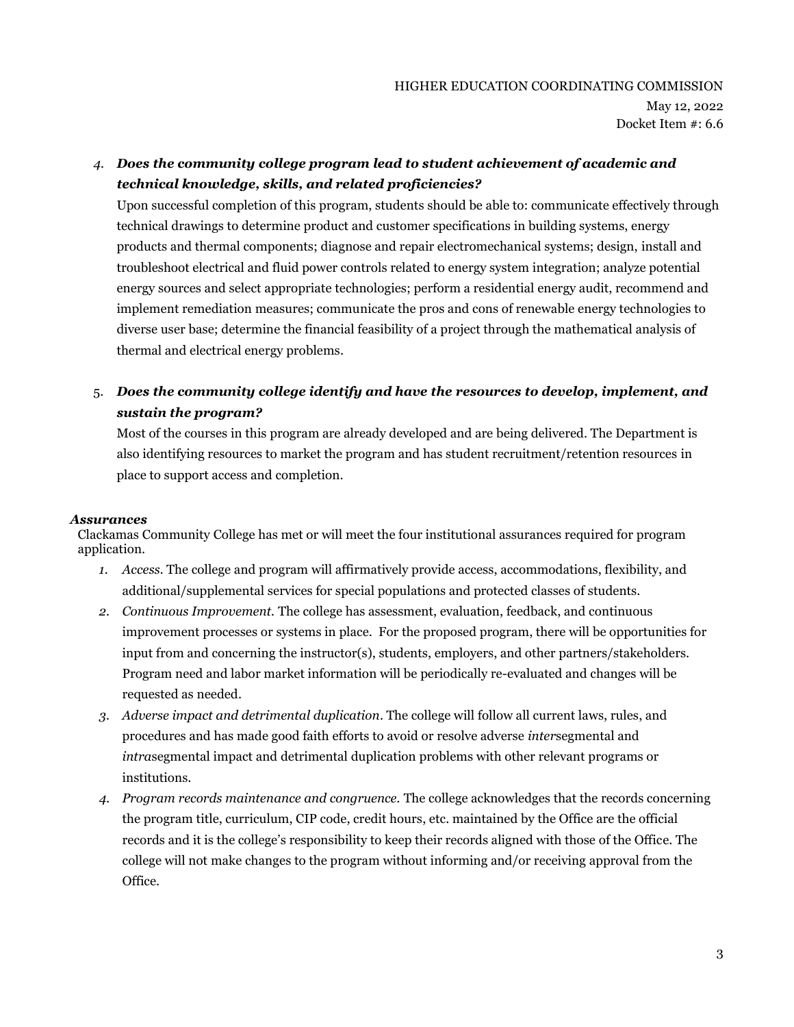4. ***Does the community college program lead to student achievement of academic and technical knowledge, skills, and related proficiencies?***

   Upon successful completion of this program, students should be able to: communicate effectively through technical drawings to determine product and customer specifications in building systems, energy products and thermal components; diagnose and repair electromechanical systems; design, install and troubleshoot electrical and fluid power controls related to energy system integration; analyze potential energy sources and select appropriate technologies; perform a residential energy audit, recommend and implement remediation measures; communicate the pros and cons of renewable energy technologies to diverse user base; determine the financial feasibility of a project through the mathematical analysis of thermal and electrical energy problems.

5. ***Does the community college identify and have the resources to develop, implement, and sustain the program?***

   Most of the courses in this program are already developed and are being delivered. The Department is also identifying resources to market the program and has student recruitment/retention resources in place to support access and completion.

***Assurances***

Clackamas Community College has met or will meet the four institutional assurances required for program application.

1. *Access.* The college and program will affirmatively provide access, accommodations, flexibility, and additional/supplemental services for special populations and protected classes of students.
2. *Continuous Improvement.* The college has assessment, evaluation, feedback, and continuous improvement processes or systems in place. For the proposed program, there will be opportunities for input from and concerning the instructor(s), students, employers, and other partners/stakeholders. Program need and labor market information will be periodically re-evaluated and changes will be requested as needed.
3. *Adverse impact and detrimental duplication*. The college will follow all current laws, rules, and procedures and has made good faith efforts to avoid or resolve adverse *inter*segmental and *intra*segmental impact and detrimental duplication problems with other relevant programs or institutions.
4. *Program records maintenance and congruence.* The college acknowledges that the records concerning the program title, curriculum, CIP code, credit hours, etc. maintained by the Office are the official records and it is the college's responsibility to keep their records aligned with those of the Office. The college will not make changes to the program without informing and/or receiving approval from the Office.